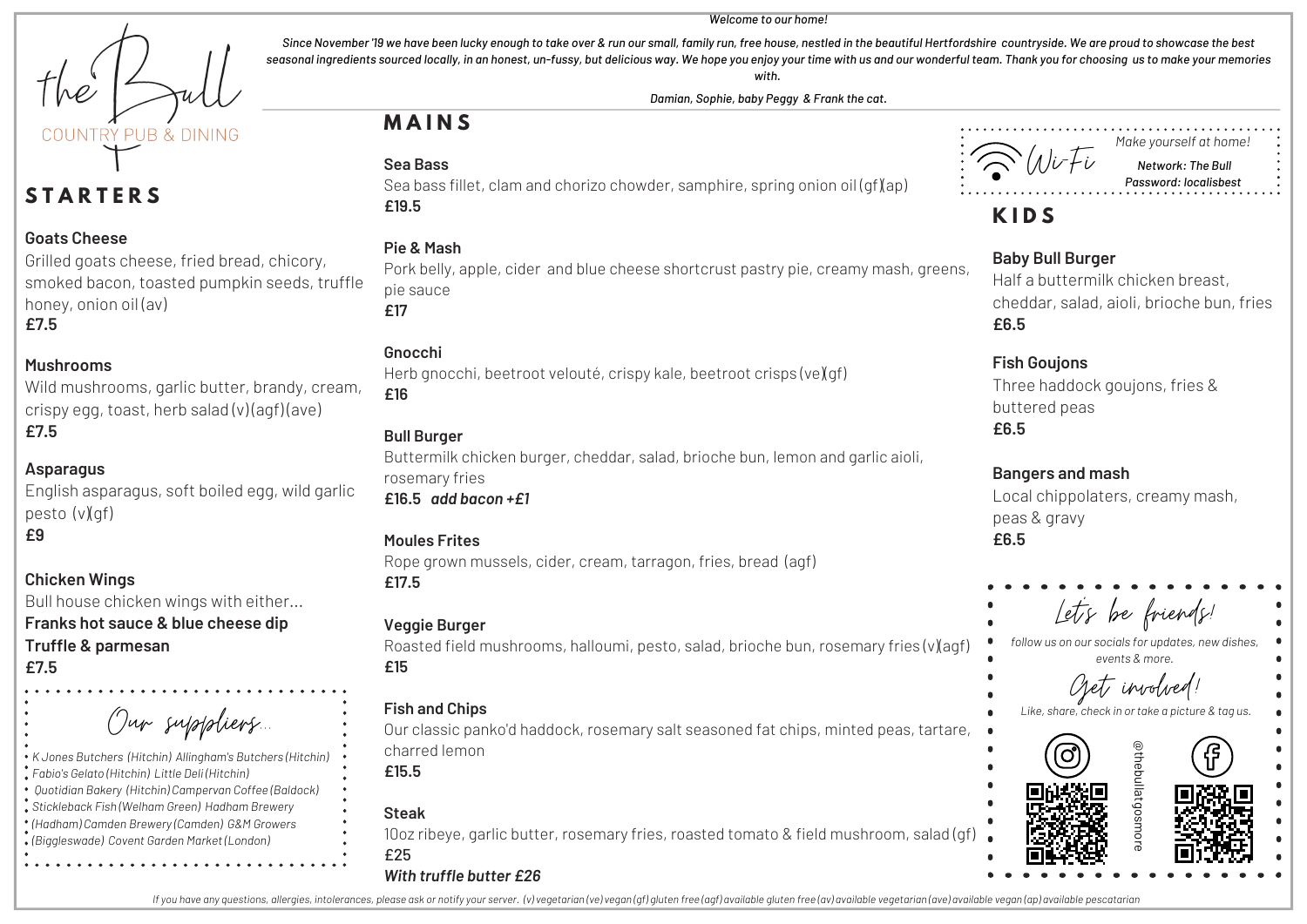# the Bull

COUNTRY PUB & DINING

*Welcome to our home!*

*Since November '19 we have been lucky enough to take over & run our small, family run, free house, nestled in the beautiful Hertfordshire countryside. We are proud to showcase the best seasonal ingredients sourced locally, in an honest, un-fussy, but delicious way. We hope you enjoy your time with us and our wonderful team. Thank you for choosing us to make your memories with.*

*Damian, Sophie, baby Peggy & Frank the cat.*

## STARTERS

**Goats Cheese**
Grilled goats cheese, fried bread, chicory, smoked bacon, toasted pumpkin seeds, truffle honey, onion oil (av)
**£7.5**

**Mushrooms**
Wild mushrooms, garlic butter, brandy, cream, crispy egg, toast, herb salad (v)(agf)(ave)
**£7.5**

**Asparagus**
English asparagus, soft boiled egg, wild garlic pesto (v)(gf)
**£9**

**Chicken Wings**
Bull house chicken wings with either...
**Franks hot sauce & blue cheese dip**
**Truffle & parmesan**
**£7.5**

### Our suppliers...

*K Jones Butchers (Hitchin) Allingham's Butchers (Hitchin) Fabio's Gelato (Hitchin) Little Deli (Hitchin) Quotidian Bakery (Hitchin) Campervan Coffee (Baldock) Stickleback Fish (Welham Green) Hadham Brewery (Hadham) Camden Brewery (Camden) G&M Growers (Biggleswade) Covent Garden Market (London)*

## MAINS

**Sea Bass**
Sea bass fillet, clam and chorizo chowder, samphire, spring onion oil (gf)(ap)
**£19.5**

**Pie & Mash**
Pork belly, apple, cider and blue cheese shortcrust pastry pie, creamy mash, greens, pie sauce
**£17**

**Gnocchi**
Herb gnocchi, beetroot velouté, crispy kale, beetroot crisps (ve)(gf)
**£16**

**Bull Burger**
Buttermilk chicken burger, cheddar, salad, brioche bun, lemon and garlic aioli, rosemary fries
**£16.5** ***add bacon +£1***

**Moules Frites**
Rope grown mussels, cider, cream, tarragon, fries, bread (agf)
**£17.5**

**Veggie Burger**
Roasted field mushrooms, halloumi, pesto, salad, brioche bun, rosemary fries (v)(agf)
**£15**

**Fish and Chips**
Our classic panko'd haddock, rosemary salt seasoned fat chips, minted peas, tartare, charred lemon
**£15.5**

**Steak**
10oz ribeye, garlic butter, rosemary fries, roasted tomato & field mushroom, salad (gf)
**£25**
***With truffle butter £26***

Wi-Fi

*Make yourself at home!*

***Network: The Bull***
***Password: localisbest***

## KIDS

**Baby Bull Burger**
Half a buttermilk chicken breast, cheddar, salad, aioli, brioche bun, fries
**£6.5**

**Fish Goujons**
Three haddock goujons, fries & buttered peas
**£6.5**

**Bangers and mash**
Local chippolaters, creamy mash, peas & gravy
**£6.5**

### Let's be friends!

*follow us on our socials for updates, new dishes, events & more.*

### Get involved!

*Like, share, check in or take a picture & tag us.*

@thebullatgosmore

*If you have any questions, allergies, intolerances, please ask or notify your server. (v) vegetarian (ve) vegan (gf) gluten free (agf) available gluten free (av) available vegetarian (ave) available vegan (ap) available pescatarian*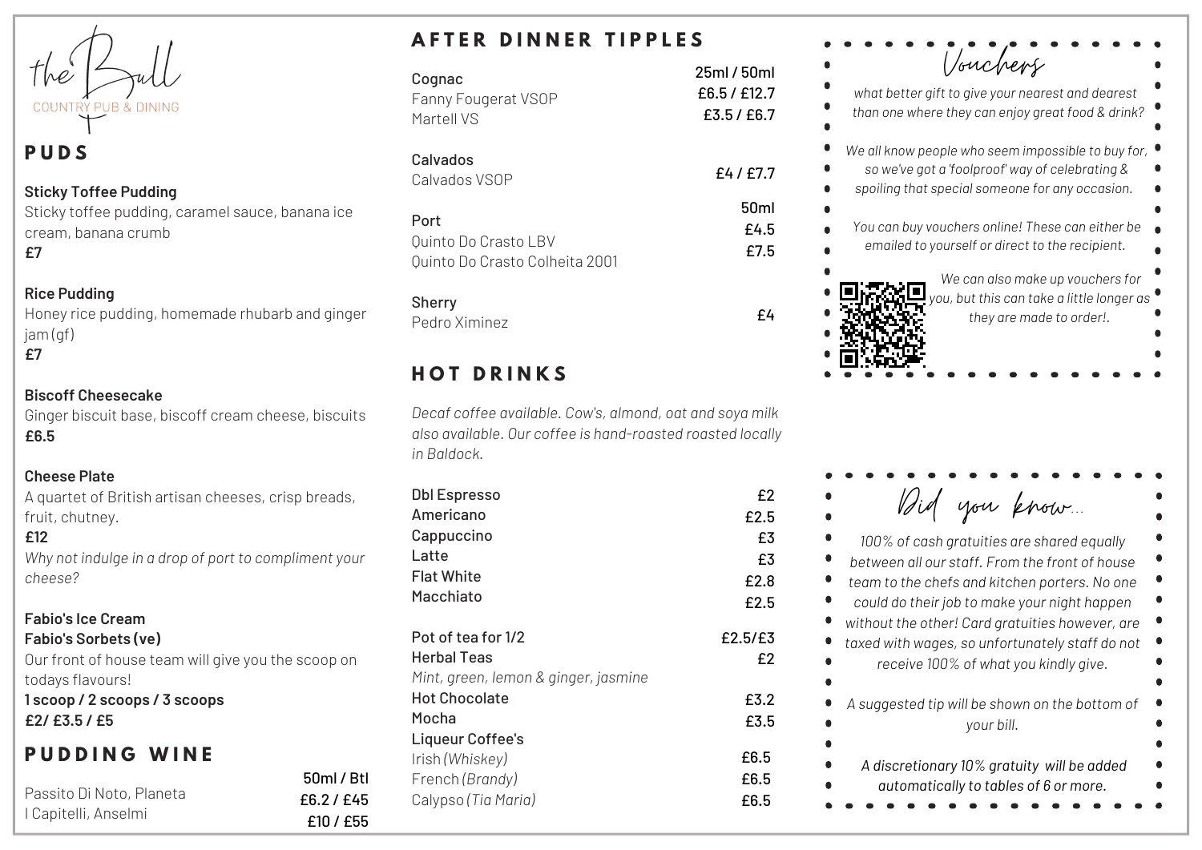# the Bull

COUNTRY PUB & DINING

## PUDS

**Sticky Toffee Pudding**
Sticky toffee pudding, caramel sauce, banana ice cream, banana crumb
**£7**

**Rice Pudding**
Honey rice pudding, homemade rhubarb and ginger jam (gf)
**£7**

**Biscoff Cheesecake**
Ginger biscuit base, biscoff cream cheese, biscuits
**£6.5**

**Cheese Plate**
A quartet of British artisan cheeses, crisp breads, fruit, chutney.
**£12**
*Why not indulge in a drop of port to compliment your cheese?*

**Fabio's Ice Cream**
**Fabio's Sorbets (ve)**
Our front of house team will give you the scoop on todays flavours!
**1 scoop / 2 scoops / 3 scoops**
**£2/ £3.5 / £5**

## PUDDING WINE

| | 50ml / Btl |
|---|---|
| Passito Di Noto, Planeta | £6.2 / £45 |
| I Capitelli, Anselmi | £10 / £55 |

## AFTER DINNER TIPPLES

| | 25ml / 50ml |
|---|---|
| **Cognac** | |
| Fanny Fougerat VSOP | £6.5 / £12.7 |
| Martell VS | £3.5 / £6.7 |
| **Calvados** | |
| Calvados VSOP | £4 / £7.7 |

| | 50ml |
|---|---|
| **Port** | |
| Quinto Do Crasto LBV | £4.5 |
| Quinto Do Crasto Colheita 2001 | £7.5 |
| **Sherry** | |
| Pedro Ximinez | £4 |

## HOT DRINKS

*Decaf coffee available. Cow's, almond, oat and soya milk also available. Our coffee is hand-roasted roasted locally in Baldock.*

| | |
|---|---|
| **Dbl Espresso** | £2 |
| **Americano** | £2.5 |
| **Cappuccino** | £3 |
| **Latte** | £3 |
| **Flat White** | £2.8 |
| **Macchiato** | £2.5 |
| **Pot of tea for 1/2** | £2.5/£3 |
| **Herbal Teas** | £2 |
| *Mint, green, lemon & ginger, jasmine* | |
| **Hot Chocolate** | £3.2 |
| **Mocha** | £3.5 |
| **Liqueur Coffee's** | |
| Irish *(Whiskey)* | £6.5 |
| French *(Brandy)* | £6.5 |
| Calypso *(Tia Maria)* | £6.5 |

## Vouchers

*what better gift to give your nearest and dearest than one where they can enjoy great food & drink?*

*We all know people who seem impossible to buy for, so we've got a 'foolproof' way of celebrating & spoiling that special someone for any occasion.*

*You can buy vouchers online! These can either be emailed to yourself or direct to the recipient.*

*We can also make up vouchers for you, but this can take a little longer as they are made to order!.*

## Did you know...

*100% of cash gratuities are shared equally between all our staff. From the front of house team to the chefs and kitchen porters. No one could do their job to make your night happen without the other! Card gratuities however, are taxed with wages, so unfortunately staff do not receive 100% of what you kindly give.*

*A suggested tip will be shown on the bottom of your bill.*

*A discretionary 10% gratuity will be added automatically to tables of 6 or more.*